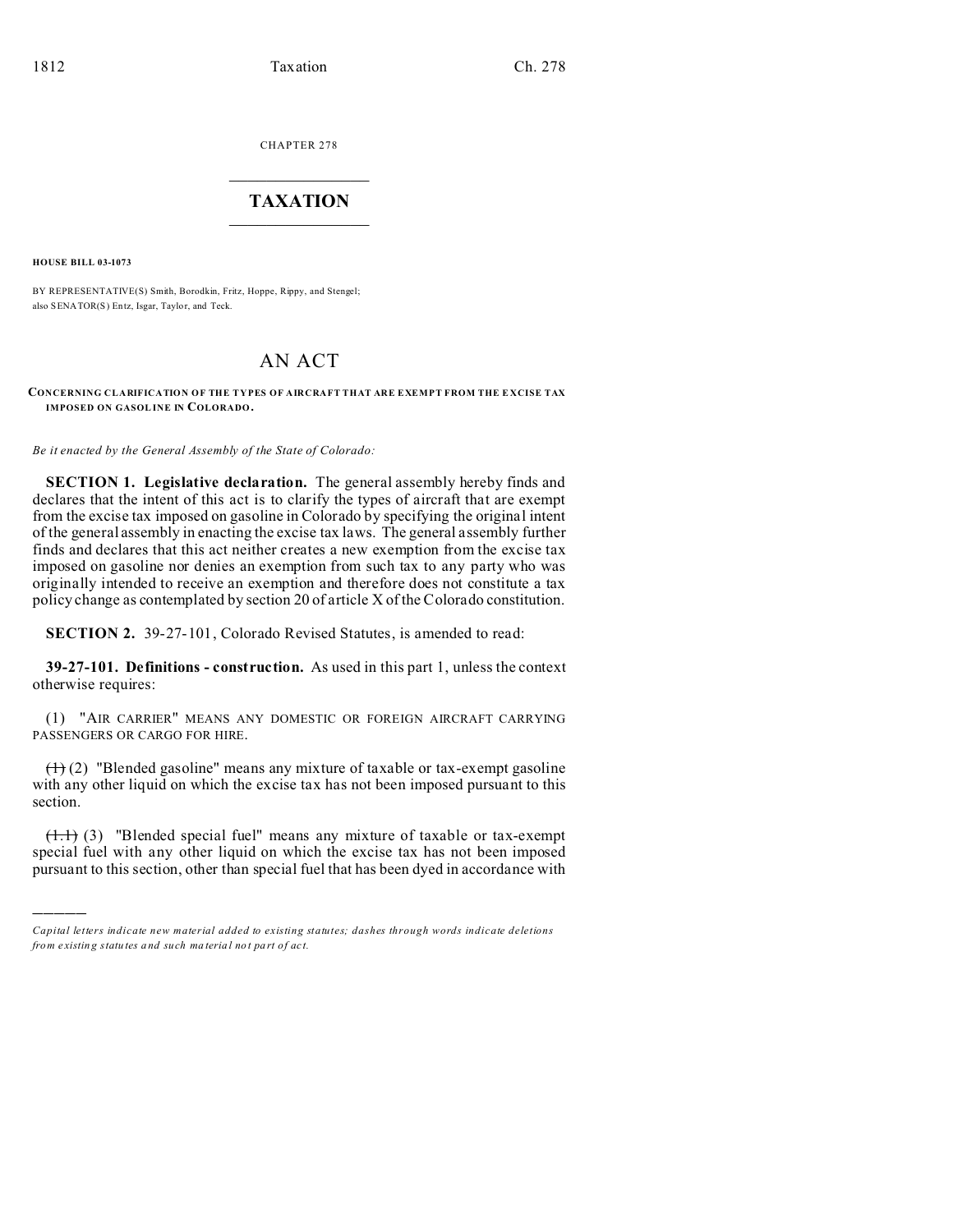CHAPTER 278

# TAXATION

**HOUSE BILL 03-1073**

BY REPRESENTATIVE(S) Smith, Borodkin, Fritz, Hoppe, Rippy, and Stengel;
also SENATOR(S) Entz, Isgar, Taylor, and Teck.

# AN ACT

**CONCERNING CLARIFICATION OF THE TYPES OF AIRCRAFT THAT ARE EXEMPT FROM THE EXCISE TAX IMPOSED ON GASOLINE IN COLORADO.**

*Be it enacted by the General Assembly of the State of Colorado:*

**SECTION 1. Legislative declaration.** The general assembly hereby finds and declares that the intent of this act is to clarify the types of aircraft that are exempt from the excise tax imposed on gasoline in Colorado by specifying the original intent of the general assembly in enacting the excise tax laws. The general assembly further finds and declares that this act neither creates a new exemption from the excise tax imposed on gasoline nor denies an exemption from such tax to any party who was originally intended to receive an exemption and therefore does not constitute a tax policy change as contemplated by section 20 of article X of the Colorado constitution.

**SECTION 2.** 39-27-101, Colorado Revised Statutes, is amended to read:

**39-27-101. Definitions - construction.** As used in this part 1, unless the context otherwise requires:

(1) "AIR CARRIER" MEANS ANY DOMESTIC OR FOREIGN AIRCRAFT CARRYING PASSENGERS OR CARGO FOR HIRE.

~~(1)~~ (2) "Blended gasoline" means any mixture of taxable or tax-exempt gasoline with any other liquid on which the excise tax has not been imposed pursuant to this section.

~~(1.1)~~ (3) "Blended special fuel" means any mixture of taxable or tax-exempt special fuel with any other liquid on which the excise tax has not been imposed pursuant to this section, other than special fuel that has been dyed in accordance with

---

*Capital letters indicate new material added to existing statutes; dashes through words indicate deletions from existing statutes and such material not part of act.*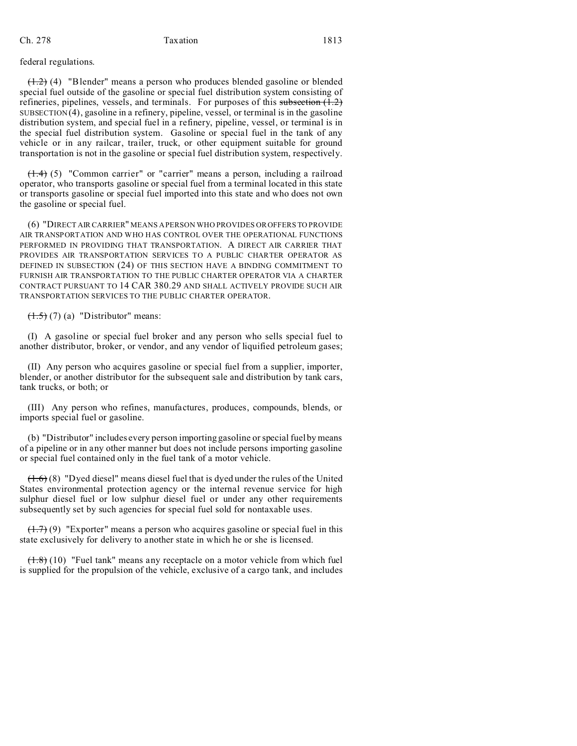federal regulations.

~~(1.2)~~ (4) "Blender" means a person who produces blended gasoline or blended special fuel outside of the gasoline or special fuel distribution system consisting of refineries, pipelines, vessels, and terminals. For purposes of this ~~subsection (1.2)~~ SUBSECTION (4), gasoline in a refinery, pipeline, vessel, or terminal is in the gasoline distribution system, and special fuel in a refinery, pipeline, vessel, or terminal is in the special fuel distribution system. Gasoline or special fuel in the tank of any vehicle or in any railcar, trailer, truck, or other equipment suitable for ground transportation is not in the gasoline or special fuel distribution system, respectively.

~~(1.4)~~ (5) "Common carrier" or "carrier" means a person, including a railroad operator, who transports gasoline or special fuel from a terminal located in this state or transports gasoline or special fuel imported into this state and who does not own the gasoline or special fuel.

(6) "DIRECT AIR CARRIER" MEANS A PERSON WHO PROVIDES OR OFFERS TO PROVIDE AIR TRANSPORTATION AND WHO HAS CONTROL OVER THE OPERATIONAL FUNCTIONS PERFORMED IN PROVIDING THAT TRANSPORTATION. A DIRECT AIR CARRIER THAT PROVIDES AIR TRANSPORTATION SERVICES TO A PUBLIC CHARTER OPERATOR AS DEFINED IN SUBSECTION (24) OF THIS SECTION HAVE A BINDING COMMITMENT TO FURNISH AIR TRANSPORTATION TO THE PUBLIC CHARTER OPERATOR VIA A CHARTER CONTRACT PURSUANT TO 14 CAR 380.29 AND SHALL ACTIVELY PROVIDE SUCH AIR TRANSPORTATION SERVICES TO THE PUBLIC CHARTER OPERATOR.

~~(1.5)~~ (7) (a) "Distributor" means:

(I) A gasoline or special fuel broker and any person who sells special fuel to another distributor, broker, or vendor, and any vendor of liquified petroleum gases;

(II) Any person who acquires gasoline or special fuel from a supplier, importer, blender, or another distributor for the subsequent sale and distribution by tank cars, tank trucks, or both; or

(III) Any person who refines, manufactures, produces, compounds, blends, or imports special fuel or gasoline.

(b) "Distributor" includes every person importing gasoline or special fuel by means of a pipeline or in any other manner but does not include persons importing gasoline or special fuel contained only in the fuel tank of a motor vehicle.

~~(1.6)~~ (8) "Dyed diesel" means diesel fuel that is dyed under the rules of the United States environmental protection agency or the internal revenue service for high sulphur diesel fuel or low sulphur diesel fuel or under any other requirements subsequently set by such agencies for special fuel sold for nontaxable uses.

~~(1.7)~~ (9) "Exporter" means a person who acquires gasoline or special fuel in this state exclusively for delivery to another state in which he or she is licensed.

~~(1.8)~~ (10) "Fuel tank" means any receptacle on a motor vehicle from which fuel is supplied for the propulsion of the vehicle, exclusive of a cargo tank, and includes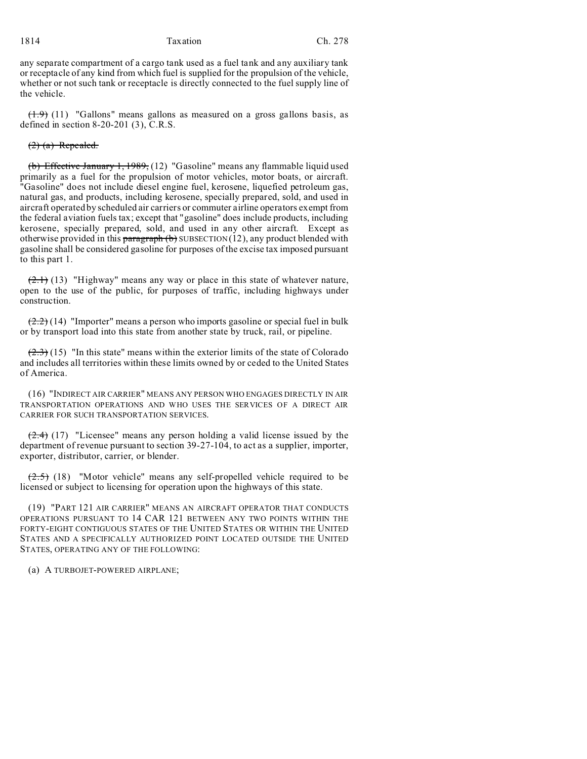any separate compartment of a cargo tank used as a fuel tank and any auxiliary tank or receptacle of any kind from which fuel is supplied for the propulsion of the vehicle, whether or not such tank or receptacle is directly connected to the fuel supply line of the vehicle.

~~(1.9)~~ (11) "Gallons" means gallons as measured on a gross gallons basis, as defined in section 8-20-201 (3), C.R.S.

~~(2) (a) Repealed.~~

~~(b) Effective January 1, 1989,~~ (12) "Gasoline" means any flammable liquid used primarily as a fuel for the propulsion of motor vehicles, motor boats, or aircraft. "Gasoline" does not include diesel engine fuel, kerosene, liquefied petroleum gas, natural gas, and products, including kerosene, specially prepared, sold, and used in aircraft operated by scheduled air carriers or commuter airline operators exempt from the federal aviation fuels tax; except that "gasoline" does include products, including kerosene, specially prepared, sold, and used in any other aircraft. Except as otherwise provided in this ~~paragraph (b)~~ SUBSECTION (12), any product blended with gasoline shall be considered gasoline for purposes of the excise tax imposed pursuant to this part 1.

~~(2.1)~~ (13) "Highway" means any way or place in this state of whatever nature, open to the use of the public, for purposes of traffic, including highways under construction.

~~(2.2)~~ (14) "Importer" means a person who imports gasoline or special fuel in bulk or by transport load into this state from another state by truck, rail, or pipeline.

~~(2.3)~~ (15) "In this state" means within the exterior limits of the state of Colorado and includes all territories within these limits owned by or ceded to the United States of America.

(16) "INDIRECT AIR CARRIER" MEANS ANY PERSON WHO ENGAGES DIRECTLY IN AIR TRANSPORTATION OPERATIONS AND WHO USES THE SERVICES OF A DIRECT AIR CARRIER FOR SUCH TRANSPORTATION SERVICES.

~~(2.4)~~ (17) "Licensee" means any person holding a valid license issued by the department of revenue pursuant to section 39-27-104, to act as a supplier, importer, exporter, distributor, carrier, or blender.

~~(2.5)~~ (18) "Motor vehicle" means any self-propelled vehicle required to be licensed or subject to licensing for operation upon the highways of this state.

(19) "PART 121 AIR CARRIER" MEANS AN AIRCRAFT OPERATOR THAT CONDUCTS OPERATIONS PURSUANT TO 14 CAR 121 BETWEEN ANY TWO POINTS WITHIN THE FORTY-EIGHT CONTIGUOUS STATES OF THE UNITED STATES OR WITHIN THE UNITED STATES AND A SPECIFICALLY AUTHORIZED POINT LOCATED OUTSIDE THE UNITED STATES, OPERATING ANY OF THE FOLLOWING:

(a) A TURBOJET-POWERED AIRPLANE;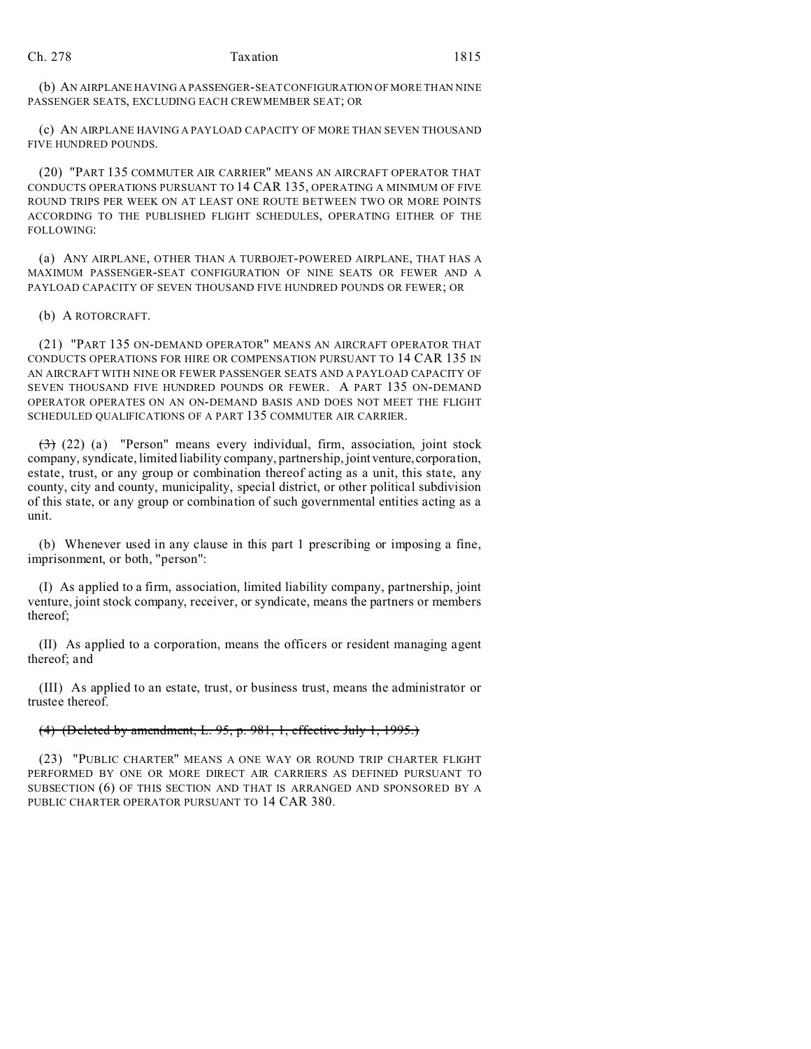(b) AN AIRPLANE HAVING A PASSENGER-SEAT CONFIGURATION OF MORE THAN NINE PASSENGER SEATS, EXCLUDING EACH CREWMEMBER SEAT; OR

(c) AN AIRPLANE HAVING A PAYLOAD CAPACITY OF MORE THAN SEVEN THOUSAND FIVE HUNDRED POUNDS.

(20) "PART 135 COMMUTER AIR CARRIER" MEANS AN AIRCRAFT OPERATOR THAT CONDUCTS OPERATIONS PURSUANT TO 14 CAR 135, OPERATING A MINIMUM OF FIVE ROUND TRIPS PER WEEK ON AT LEAST ONE ROUTE BETWEEN TWO OR MORE POINTS ACCORDING TO THE PUBLISHED FLIGHT SCHEDULES, OPERATING EITHER OF THE FOLLOWING:

(a) ANY AIRPLANE, OTHER THAN A TURBOJET-POWERED AIRPLANE, THAT HAS A MAXIMUM PASSENGER-SEAT CONFIGURATION OF NINE SEATS OR FEWER AND A PAYLOAD CAPACITY OF SEVEN THOUSAND FIVE HUNDRED POUNDS OR FEWER; OR

(b) A ROTORCRAFT.

(21) "PART 135 ON-DEMAND OPERATOR" MEANS AN AIRCRAFT OPERATOR THAT CONDUCTS OPERATIONS FOR HIRE OR COMPENSATION PURSUANT TO 14 CAR 135 IN AN AIRCRAFT WITH NINE OR FEWER PASSENGER SEATS AND A PAYLOAD CAPACITY OF SEVEN THOUSAND FIVE HUNDRED POUNDS OR FEWER. A PART 135 ON-DEMAND OPERATOR OPERATES ON AN ON-DEMAND BASIS AND DOES NOT MEET THE FLIGHT SCHEDULED QUALIFICATIONS OF A PART 135 COMMUTER AIR CARRIER.

~~(3)~~ (22) (a) "Person" means every individual, firm, association, joint stock company, syndicate, limited liability company, partnership, joint venture, corporation, estate, trust, or any group or combination thereof acting as a unit, this state, any county, city and county, municipality, special district, or other political subdivision of this state, or any group or combination of such governmental entities acting as a unit.

(b) Whenever used in any clause in this part 1 prescribing or imposing a fine, imprisonment, or both, "person":

(I) As applied to a firm, association, limited liability company, partnership, joint venture, joint stock company, receiver, or syndicate, means the partners or members thereof;

(II) As applied to a corporation, means the officers or resident managing agent thereof; and

(III) As applied to an estate, trust, or business trust, means the administrator or trustee thereof.

~~(4) (Deleted by amendment, L. 95, p. 981, 1, effective July 1, 1995.)~~

(23) "PUBLIC CHARTER" MEANS A ONE WAY OR ROUND TRIP CHARTER FLIGHT PERFORMED BY ONE OR MORE DIRECT AIR CARRIERS AS DEFINED PURSUANT TO SUBSECTION (6) OF THIS SECTION AND THAT IS ARRANGED AND SPONSORED BY A PUBLIC CHARTER OPERATOR PURSUANT TO 14 CAR 380.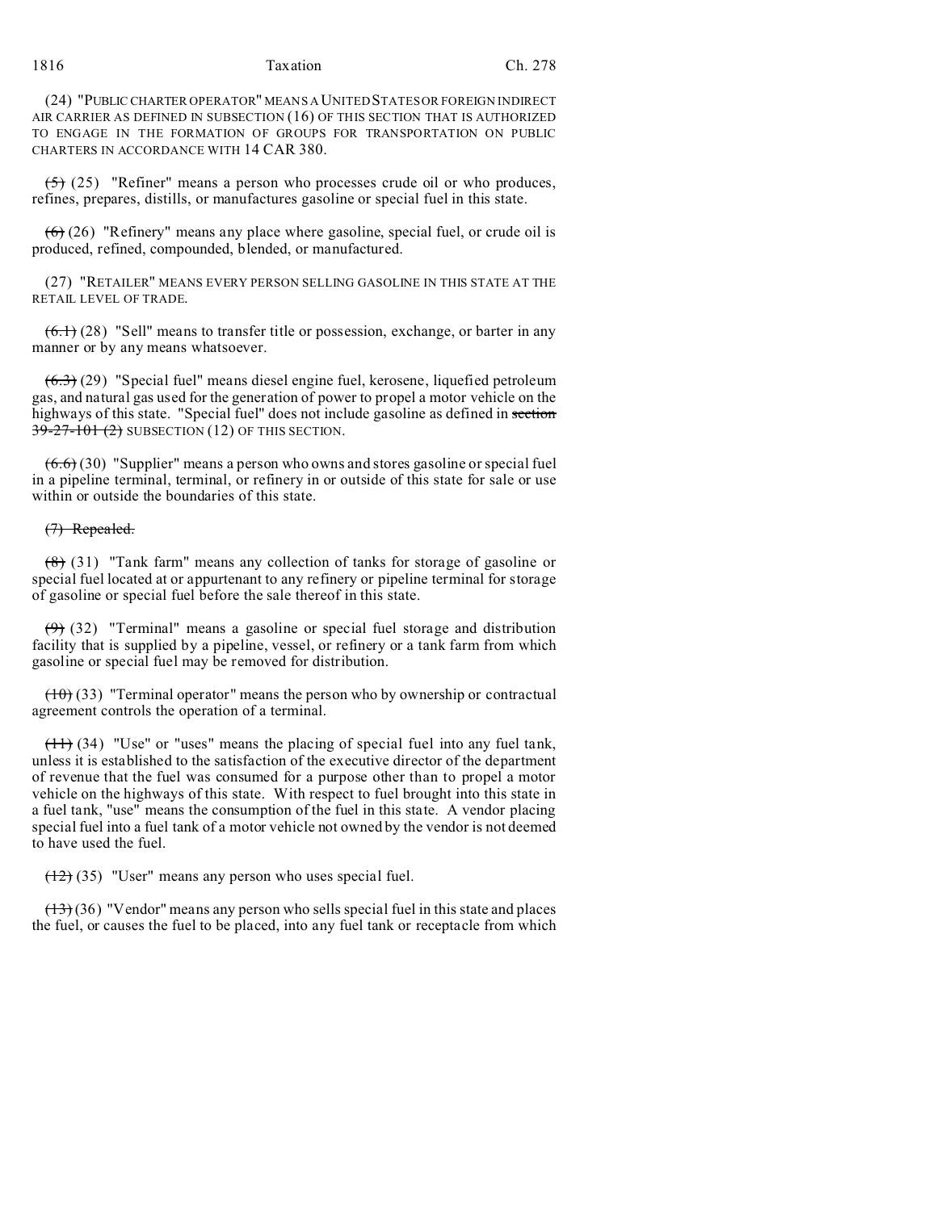(24) "PUBLIC CHARTER OPERATOR" MEANS A UNITED STATES OR FOREIGN INDIRECT AIR CARRIER AS DEFINED IN SUBSECTION (16) OF THIS SECTION THAT IS AUTHORIZED TO ENGAGE IN THE FORMATION OF GROUPS FOR TRANSPORTATION ON PUBLIC CHARTERS IN ACCORDANCE WITH 14 CAR 380.

~~(5)~~ (25) "Refiner" means a person who processes crude oil or who produces, refines, prepares, distills, or manufactures gasoline or special fuel in this state.

~~(6)~~ (26) "Refinery" means any place where gasoline, special fuel, or crude oil is produced, refined, compounded, blended, or manufactured.

(27) "RETAILER" MEANS EVERY PERSON SELLING GASOLINE IN THIS STATE AT THE RETAIL LEVEL OF TRADE.

~~(6.1)~~ (28) "Sell" means to transfer title or possession, exchange, or barter in any manner or by any means whatsoever.

~~(6.3)~~ (29) "Special fuel" means diesel engine fuel, kerosene, liquefied petroleum gas, and natural gas used for the generation of power to propel a motor vehicle on the highways of this state. "Special fuel" does not include gasoline as defined in ~~section 39-27-101 (2)~~ SUBSECTION (12) OF THIS SECTION.

~~(6.6)~~ (30) "Supplier" means a person who owns and stores gasoline or special fuel in a pipeline terminal, terminal, or refinery in or outside of this state for sale or use within or outside the boundaries of this state.

~~(7) Repealed.~~

~~(8)~~ (31) "Tank farm" means any collection of tanks for storage of gasoline or special fuel located at or appurtenant to any refinery or pipeline terminal for storage of gasoline or special fuel before the sale thereof in this state.

~~(9)~~ (32) "Terminal" means a gasoline or special fuel storage and distribution facility that is supplied by a pipeline, vessel, or refinery or a tank farm from which gasoline or special fuel may be removed for distribution.

~~(10)~~ (33) "Terminal operator" means the person who by ownership or contractual agreement controls the operation of a terminal.

~~(11)~~ (34) "Use" or "uses" means the placing of special fuel into any fuel tank, unless it is established to the satisfaction of the executive director of the department of revenue that the fuel was consumed for a purpose other than to propel a motor vehicle on the highways of this state. With respect to fuel brought into this state in a fuel tank, "use" means the consumption of the fuel in this state. A vendor placing special fuel into a fuel tank of a motor vehicle not owned by the vendor is not deemed to have used the fuel.

~~(12)~~ (35) "User" means any person who uses special fuel.

~~(13)~~ (36) "Vendor" means any person who sells special fuel in this state and places the fuel, or causes the fuel to be placed, into any fuel tank or receptacle from which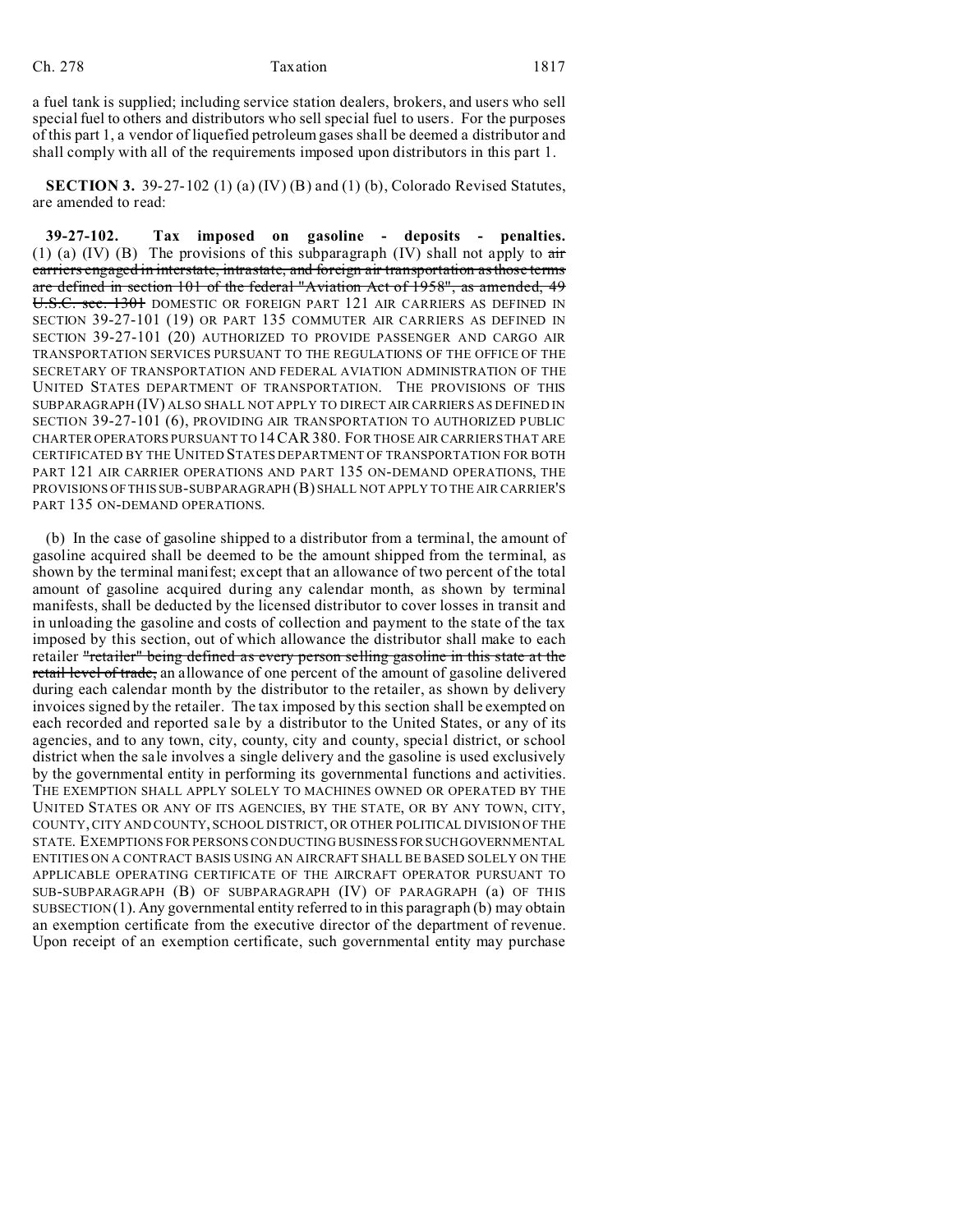a fuel tank is supplied; including service station dealers, brokers, and users who sell special fuel to others and distributors who sell special fuel to users. For the purposes of this part 1, a vendor of liquefied petroleum gases shall be deemed a distributor and shall comply with all of the requirements imposed upon distributors in this part 1.

**SECTION 3.** 39-27-102 (1) (a) (IV) (B) and (1) (b), Colorado Revised Statutes, are amended to read:

**39-27-102. Tax imposed on gasoline - deposits - penalties.** (1) (a) (IV) (B) The provisions of this subparagraph (IV) shall not apply to ~~air carriers engaged in interstate, intrastate, and foreign air transportation as those terms are defined in section 101 of the federal "Aviation Act of 1958", as amended, 49 U.S.C. sec. 1301~~ DOMESTIC OR FOREIGN PART 121 AIR CARRIERS AS DEFINED IN SECTION 39-27-101 (19) OR PART 135 COMMUTER AIR CARRIERS AS DEFINED IN SECTION 39-27-101 (20) AUTHORIZED TO PROVIDE PASSENGER AND CARGO AIR TRANSPORTATION SERVICES PURSUANT TO THE REGULATIONS OF THE OFFICE OF THE SECRETARY OF TRANSPORTATION AND FEDERAL AVIATION ADMINISTRATION OF THE UNITED STATES DEPARTMENT OF TRANSPORTATION. THE PROVISIONS OF THIS SUBPARAGRAPH (IV) ALSO SHALL NOT APPLY TO DIRECT AIR CARRIERS AS DEFINED IN SECTION 39-27-101 (6), PROVIDING AIR TRANSPORTATION TO AUTHORIZED PUBLIC CHARTER OPERATORS PURSUANT TO 14 CAR 380. FOR THOSE AIR CARRIERS THAT ARE CERTIFICATED BY THE UNITED STATES DEPARTMENT OF TRANSPORTATION FOR BOTH PART 121 AIR CARRIER OPERATIONS AND PART 135 ON-DEMAND OPERATIONS, THE PROVISIONS OF THIS SUB-SUBPARAGRAPH (B) SHALL NOT APPLY TO THE AIR CARRIER'S PART 135 ON-DEMAND OPERATIONS.

(b) In the case of gasoline shipped to a distributor from a terminal, the amount of gasoline acquired shall be deemed to be the amount shipped from the terminal, as shown by the terminal manifest; except that an allowance of two percent of the total amount of gasoline acquired during any calendar month, as shown by terminal manifests, shall be deducted by the licensed distributor to cover losses in transit and in unloading the gasoline and costs of collection and payment to the state of the tax imposed by this section, out of which allowance the distributor shall make to each retailer ~~"retailer" being defined as every person selling gasoline in this state at the retail level of trade,~~ an allowance of one percent of the amount of gasoline delivered during each calendar month by the distributor to the retailer, as shown by delivery invoices signed by the retailer. The tax imposed by this section shall be exempted on each recorded and reported sale by a distributor to the United States, or any of its agencies, and to any town, city, county, city and county, special district, or school district when the sale involves a single delivery and the gasoline is used exclusively by the governmental entity in performing its governmental functions and activities. THE EXEMPTION SHALL APPLY SOLELY TO MACHINES OWNED OR OPERATED BY THE UNITED STATES OR ANY OF ITS AGENCIES, BY THE STATE, OR BY ANY TOWN, CITY, COUNTY, CITY AND COUNTY, SCHOOL DISTRICT, OR OTHER POLITICAL DIVISION OF THE STATE. EXEMPTIONS FOR PERSONS CONDUCTING BUSINESS FOR SUCH GOVERNMENTAL ENTITIES ON A CONTRACT BASIS USING AN AIRCRAFT SHALL BE BASED SOLELY ON THE APPLICABLE OPERATING CERTIFICATE OF THE AIRCRAFT OPERATOR PURSUANT TO SUB-SUBPARAGRAPH (B) OF SUBPARAGRAPH (IV) OF PARAGRAPH (a) OF THIS SUBSECTION (1). Any governmental entity referred to in this paragraph (b) may obtain an exemption certificate from the executive director of the department of revenue. Upon receipt of an exemption certificate, such governmental entity may purchase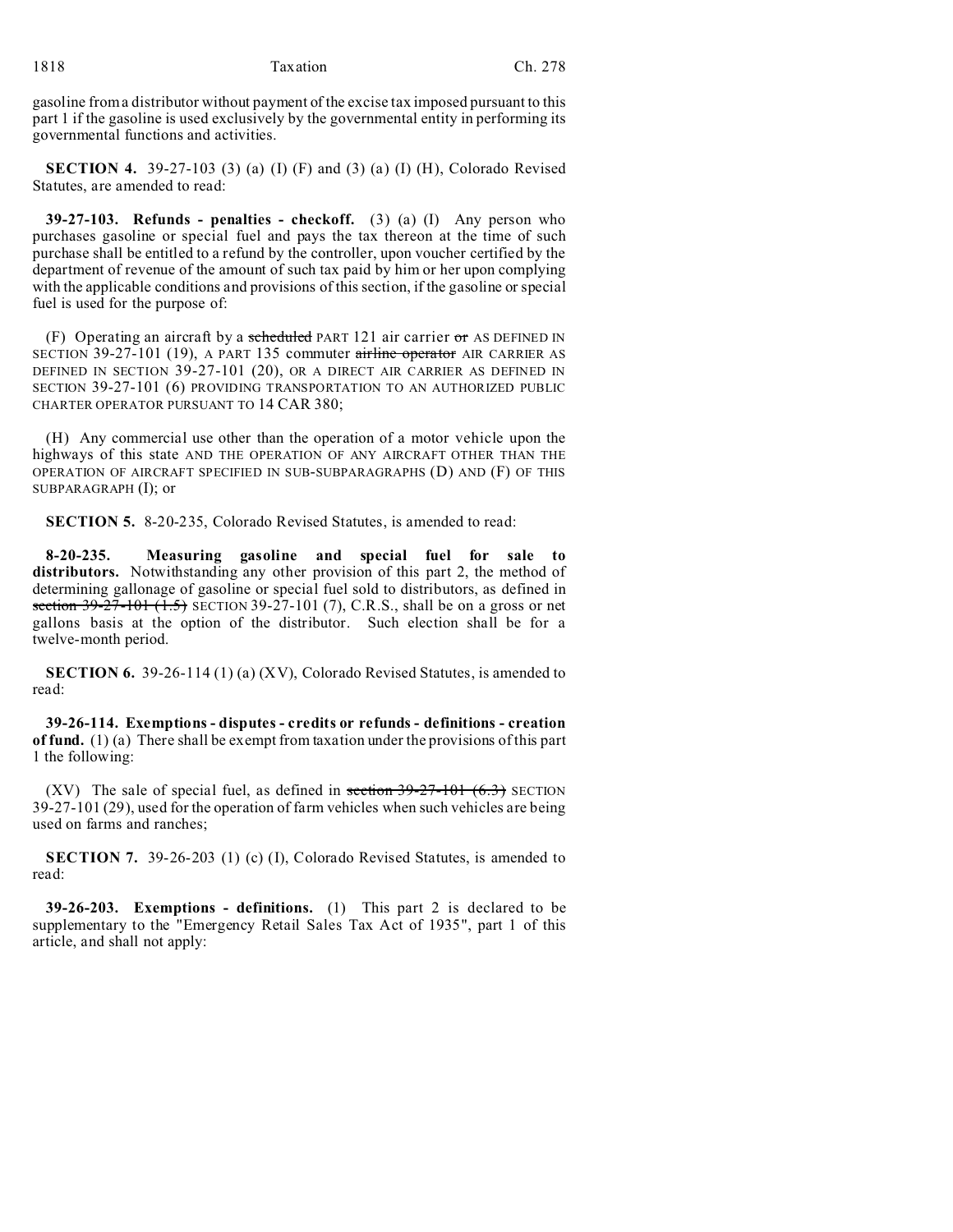gasoline from a distributor without payment of the excise tax imposed pursuant to this part 1 if the gasoline is used exclusively by the governmental entity in performing its governmental functions and activities.

**SECTION 4.** 39-27-103 (3) (a) (I) (F) and (3) (a) (I) (H), Colorado Revised Statutes, are amended to read:

**39-27-103. Refunds - penalties - checkoff.** (3) (a) (I) Any person who purchases gasoline or special fuel and pays the tax thereon at the time of such purchase shall be entitled to a refund by the controller, upon voucher certified by the department of revenue of the amount of such tax paid by him or her upon complying with the applicable conditions and provisions of this section, if the gasoline or special fuel is used for the purpose of:

(F) Operating an aircraft by a ~~scheduled~~ PART 121 air carrier ~~or~~ AS DEFINED IN SECTION 39-27-101 (19), A PART 135 commuter ~~airline operator~~ AIR CARRIER AS DEFINED IN SECTION 39-27-101 (20), OR A DIRECT AIR CARRIER AS DEFINED IN SECTION 39-27-101 (6) PROVIDING TRANSPORTATION TO AN AUTHORIZED PUBLIC CHARTER OPERATOR PURSUANT TO 14 CAR 380;

(H) Any commercial use other than the operation of a motor vehicle upon the highways of this state AND THE OPERATION OF ANY AIRCRAFT OTHER THAN THE OPERATION OF AIRCRAFT SPECIFIED IN SUB-SUBPARAGRAPHS (D) AND (F) OF THIS SUBPARAGRAPH (I); or

**SECTION 5.** 8-20-235, Colorado Revised Statutes, is amended to read:

**8-20-235. Measuring gasoline and special fuel for sale to distributors.** Notwithstanding any other provision of this part 2, the method of determining gallonage of gasoline or special fuel sold to distributors, as defined in ~~section 39-27-101 (1.5)~~ SECTION 39-27-101 (7), C.R.S., shall be on a gross or net gallons basis at the option of the distributor. Such election shall be for a twelve-month period.

**SECTION 6.** 39-26-114 (1) (a) (XV), Colorado Revised Statutes, is amended to read:

**39-26-114. Exemptions - disputes - credits or refunds - definitions - creation of fund.** (1) (a) There shall be exempt from taxation under the provisions of this part 1 the following:

(XV) The sale of special fuel, as defined in ~~section 39-27-101 (6.3)~~ SECTION 39-27-101 (29), used for the operation of farm vehicles when such vehicles are being used on farms and ranches;

**SECTION 7.** 39-26-203 (1) (c) (I), Colorado Revised Statutes, is amended to read:

**39-26-203. Exemptions - definitions.** (1) This part 2 is declared to be supplementary to the "Emergency Retail Sales Tax Act of 1935", part 1 of this article, and shall not apply: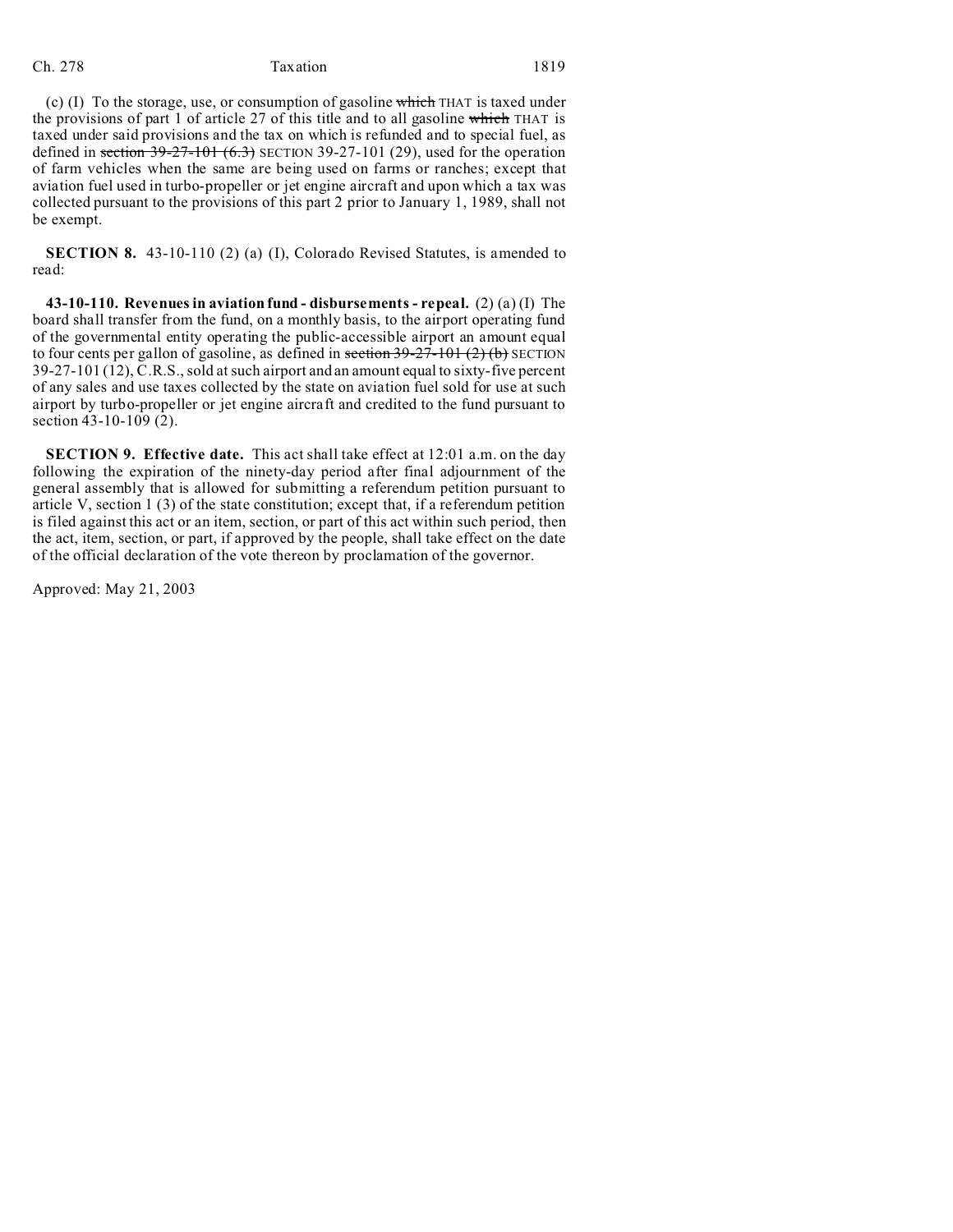(c) (I) To the storage, use, or consumption of gasoline ~~which~~ THAT is taxed under the provisions of part 1 of article 27 of this title and to all gasoline ~~which~~ THAT is taxed under said provisions and the tax on which is refunded and to special fuel, as defined in ~~section 39-27-101 (6.3)~~ SECTION 39-27-101 (29), used for the operation of farm vehicles when the same are being used on farms or ranches; except that aviation fuel used in turbo-propeller or jet engine aircraft and upon which a tax was collected pursuant to the provisions of this part 2 prior to January 1, 1989, shall not be exempt.

**SECTION 8.** 43-10-110 (2) (a) (I), Colorado Revised Statutes, is amended to read:

**43-10-110. Revenues in aviation fund - disbursements - repeal.** (2) (a) (I) The board shall transfer from the fund, on a monthly basis, to the airport operating fund of the governmental entity operating the public-accessible airport an amount equal to four cents per gallon of gasoline, as defined in ~~section 39-27-101 (2) (b)~~ SECTION 39-27-101 (12), C.R.S., sold at such airport and an amount equal to sixty-five percent of any sales and use taxes collected by the state on aviation fuel sold for use at such airport by turbo-propeller or jet engine aircraft and credited to the fund pursuant to section 43-10-109 (2).

**SECTION 9. Effective date.** This act shall take effect at 12:01 a.m. on the day following the expiration of the ninety-day period after final adjournment of the general assembly that is allowed for submitting a referendum petition pursuant to article V, section 1 (3) of the state constitution; except that, if a referendum petition is filed against this act or an item, section, or part of this act within such period, then the act, item, section, or part, if approved by the people, shall take effect on the date of the official declaration of the vote thereon by proclamation of the governor.

Approved: May 21, 2003